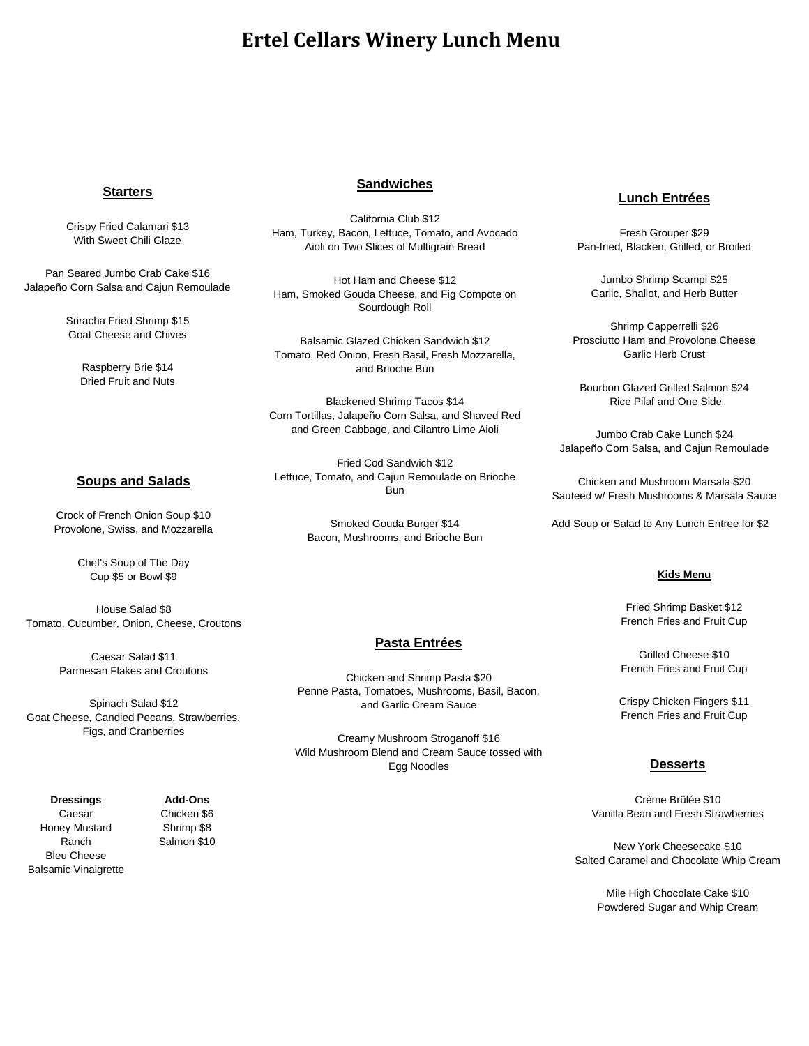# Ertel Cellars Winery Lunch Menu

## Starters

Crispy Fried Calamari $13
With Sweet Chili Glaze

Pan Seared Jumbo Crab Cake $16
Jalapeño Corn Salsa and Cajun Remoulade

Sriracha Fried Shrimp $15
Goat Cheese and Chives

Raspberry Brie $14
Dried Fruit and Nuts

## Soups and Salads

Crock of French Onion Soup $10
Provolone, Swiss, and Mozzarella

Chef's Soup of The Day
Cup $5 or Bowl $9

House Salad $8
Tomato, Cucumber, Onion, Cheese, Croutons

Caesar Salad $11
Parmesan Flakes and Croutons

Spinach Salad $12
Goat Cheese, Candied Pecans, Strawberries, Figs, and Cranberries

### Dressings

Caesar
Honey Mustard
Ranch
Bleu Cheese
Balsamic Vinaigrette

### Add-Ons

Chicken $6
Shrimp $8
Salmon $10

## Sandwiches

California Club $12
Ham, Turkey, Bacon, Lettuce, Tomato, and Avocado Aioli on Two Slices of Multigrain Bread

Hot Ham and Cheese $12
Ham, Smoked Gouda Cheese, and Fig Compote on Sourdough Roll

Balsamic Glazed Chicken Sandwich $12
Tomato, Red Onion, Fresh Basil, Fresh Mozzarella, and Brioche Bun

Blackened Shrimp Tacos $14
Corn Tortillas, Jalapeño Corn Salsa, and Shaved Red and Green Cabbage, and Cilantro Lime Aioli

Fried Cod Sandwich $12
Lettuce, Tomato, and Cajun Remoulade on Brioche Bun

Smoked Gouda Burger $14
Bacon, Mushrooms, and Brioche Bun

## Pasta Entrées

Chicken and Shrimp Pasta $20
Penne Pasta, Tomatoes, Mushrooms, Basil, Bacon, and Garlic Cream Sauce

Creamy Mushroom Stroganoff $16
Wild Mushroom Blend and Cream Sauce tossed with Egg Noodles

## Lunch Entrées

Fresh Grouper $29
Pan-fried, Blacken, Grilled, or Broiled

Jumbo Shrimp Scampi $25
Garlic, Shallot, and Herb Butter

Shrimp Capperrelli $26
Prosciutto Ham and Provolone Cheese Garlic Herb Crust

Bourbon Glazed Grilled Salmon $24
Rice Pilaf and One Side

Jumbo Crab Cake Lunch $24
Jalapeño Corn Salsa, and Cajun Remoulade

Chicken and Mushroom Marsala $20
Sauteed w/ Fresh Mushrooms & Marsala Sauce

Add Soup or Salad to Any Lunch Entree for $2

### Kids Menu

Fried Shrimp Basket $12
French Fries and Fruit Cup

Grilled Cheese $10
French Fries and Fruit Cup

Crispy Chicken Fingers $11
French Fries and Fruit Cup

## Desserts

Crème Brûlée $10
Vanilla Bean and Fresh Strawberries

New York Cheesecake $10
Salted Caramel and Chocolate Whip Cream

Mile High Chocolate Cake $10
Powdered Sugar and Whip Cream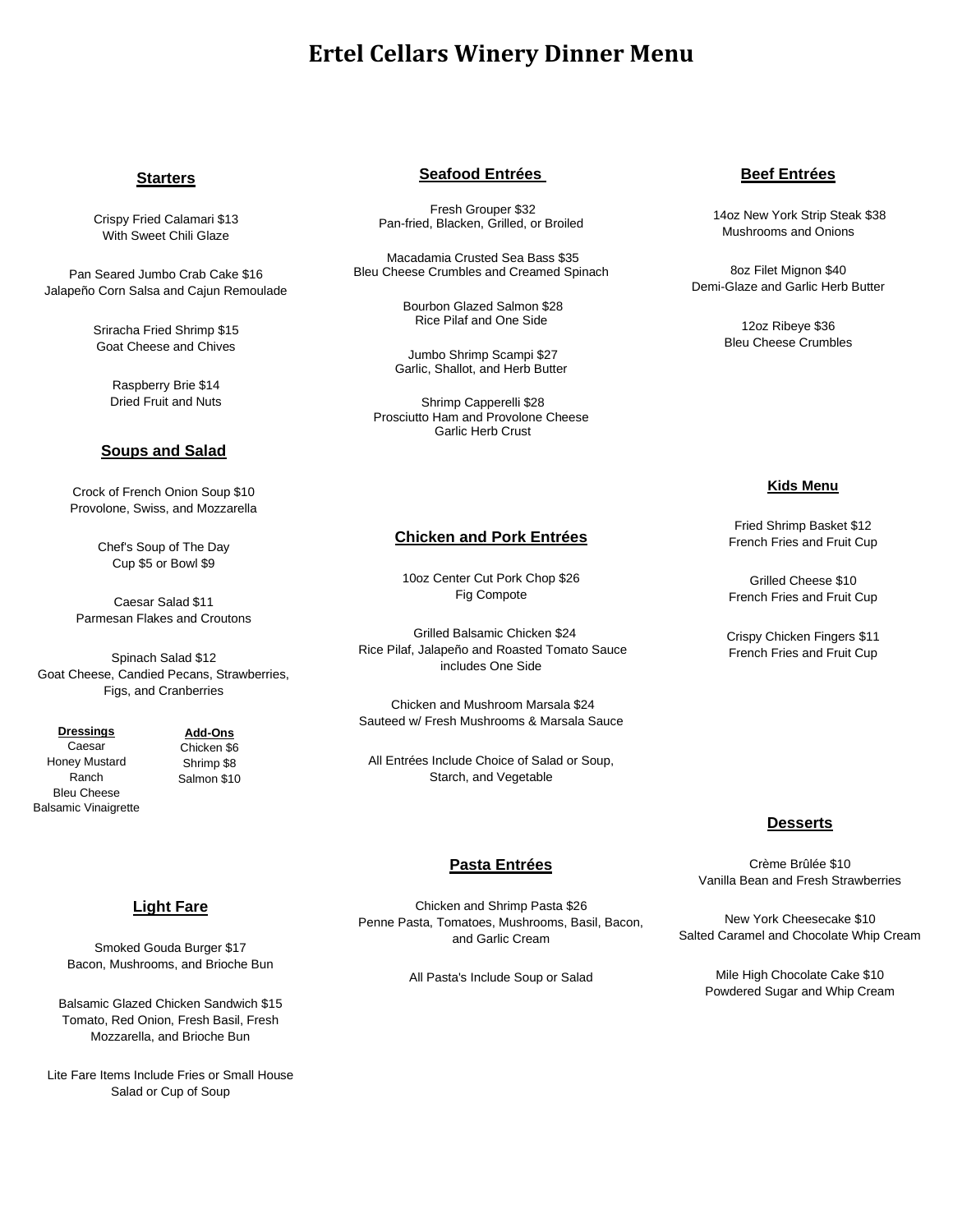# Ertel Cellars Winery Dinner Menu

## Starters

Crispy Fried Calamari $13
With Sweet Chili Glaze

Pan Seared Jumbo Crab Cake $16
Jalapeño Corn Salsa and Cajun Remoulade

Sriracha Fried Shrimp $15
Goat Cheese and Chives

Raspberry Brie $14
Dried Fruit and Nuts

## Soups and Salad

Crock of French Onion Soup $10
Provolone, Swiss, and Mozzarella

Chef's Soup of The Day
Cup $5 or Bowl $9

Caesar Salad $11
Parmesan Flakes and Croutons

Spinach Salad $12
Goat Cheese, Candied Pecans, Strawberries, Figs, and Cranberries

### Dressings

Caesar
Honey Mustard
Ranch
Bleu Cheese
Balsamic Vinaigrette

### Add-Ons

Chicken $6
Shrimp $8
Salmon $10

## Light Fare

Smoked Gouda Burger $17
Bacon, Mushrooms, and Brioche Bun

Balsamic Glazed Chicken Sandwich $15
Tomato, Red Onion, Fresh Basil, Fresh Mozzarella, and Brioche Bun

Lite Fare Items Include Fries or Small House Salad or Cup of Soup

## Seafood Entrées

Fresh Grouper $32
Pan-fried, Blacken, Grilled, or Broiled

Macadamia Crusted Sea Bass $35
Bleu Cheese Crumbles and Creamed Spinach

Bourbon Glazed Salmon $28
Rice Pilaf and One Side

Jumbo Shrimp Scampi $27
Garlic, Shallot, and Herb Butter

Shrimp Capperelli $28
Prosciutto Ham and Provolone Cheese
Garlic Herb Crust

## Chicken and Pork Entrées

10oz Center Cut Pork Chop $26
Fig Compote

Grilled Balsamic Chicken $24
Rice Pilaf, Jalapeño and Roasted Tomato Sauce
includes One Side

Chicken and Mushroom Marsala $24
Sauteed w/ Fresh Mushrooms & Marsala Sauce

All Entrées Include Choice of Salad or Soup, Starch, and Vegetable

## Pasta Entrées

Chicken and Shrimp Pasta $26
Penne Pasta, Tomatoes, Mushrooms, Basil, Bacon, and Garlic Cream

All Pasta's Include Soup or Salad

## Beef Entrées

14oz New York Strip Steak $38
Mushrooms and Onions

8oz Filet Mignon $40
Demi-Glaze and Garlic Herb Butter

12oz Ribeye $36
Bleu Cheese Crumbles

## Kids Menu

Fried Shrimp Basket $12
French Fries and Fruit Cup

Grilled Cheese $10
French Fries and Fruit Cup

Crispy Chicken Fingers $11
French Fries and Fruit Cup

## Desserts

Crème Brûlée $10
Vanilla Bean and Fresh Strawberries

New York Cheesecake $10
Salted Caramel and Chocolate Whip Cream

Mile High Chocolate Cake $10
Powdered Sugar and Whip Cream